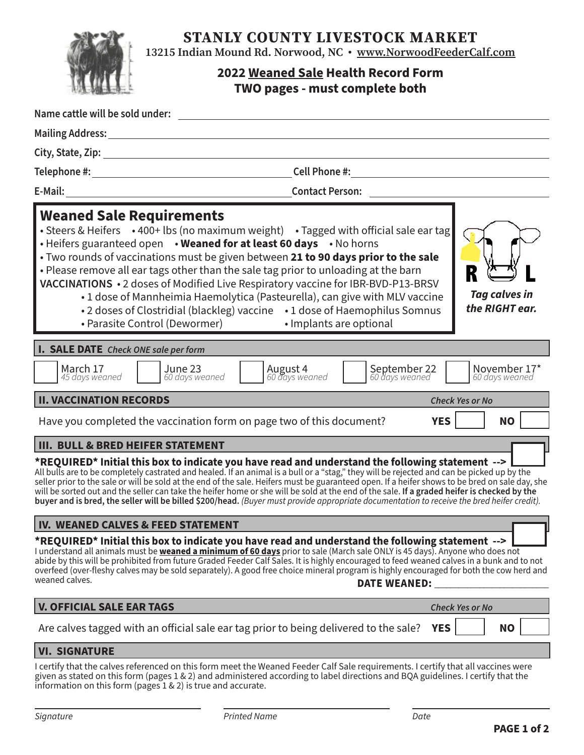# STANLY COUNTY LIVESTOCK MARKET

**13215 Indian Mound Rd. Norwood, NC • www.NorwoodFeederCalf.com**

## 2022 Weaned Sale Health Record Form
## TWO pages - must complete both

**Name cattle will be sold under:** ______________________________

**Mailing Address:** ______________________________

**City, State, Zip:** ______________________________

**Telephone #:** ______________________________ **Cell Phone #:** ______________________________

**E-Mail:** ______________________________ **Contact Person:** ______________________________

## Weaned Sale Requirements

- Steers & Heifers • 400+ lbs (no maximum weight) • Tagged with official sale ear tag
- Heifers guaranteed open • **Weaned for at least 60 days** • No horns
- Two rounds of vaccinations must be given between **21 to 90 days prior to the sale**
- Please remove all ear tags other than the sale tag prior to unloading at the barn

**VACCINATIONS**
- 2 doses of Modified Live Respiratory vaccine for IBR-BVD-P13-BRSV
- 1 dose of Mannheimia Haemolytica (Pasteurella), can give with MLV vaccine
- 2 doses of Clostridial (blackleg) vaccine
- 1 dose of Haemophilus Somnus
- Parasite Control (Dewormer)
- Implants are optional

R L

***Tag calves in the RIGHT ear.***

### I. SALE DATE *Check ONE sale per form*

- ☐ March 17 *45 days weaned*
- ☐ June 23 *60 days weaned*
- ☐ August 4 *60 days weaned*
- ☐ September 22 *60 days weaned*
- ☐ November 17* *60 days weaned*

### II. VACCINATION RECORDS *Check Yes or No*

Have you completed the vaccination form on page two of this document? **YES** ☐ **NO** ☐

### III. BULL & BRED HEIFER STATEMENT

**\*REQUIRED\* Initial this box to indicate you have read and understand the following statement -->** ☐

All bulls are to be completely castrated and healed. If an animal is a bull or a "stag," they will be rejected and can be picked up by the seller prior to the sale or will be sold at the end of the sale. Heifers must be guaranteed open. If a heifer shows to be bred on sale day, she will be sorted out and the seller can take the heifer home or she will be sold at the end of the sale. **If a graded heifer is checked by the buyer and is bred, the seller will be billed $200/head.** *(Buyer must provide appropriate documentation to receive the bred heifer credit).*

### IV. WEANED CALVES & FEED STATEMENT

**\*REQUIRED\* Initial this box to indicate you have read and understand the following statement -->** ☐

I understand all animals must be **weaned a minimum of 60 days** prior to sale (March sale ONLY is 45 days). Anyone who does not abide by this will be prohibited from future Graded Feeder Calf Sales. It is highly encouraged to feed weaned calves in a bunk and to not overfeed (over-fleshy calves may be sold separately). A good free choice mineral program is highly encouraged for both the cow herd and weaned calves.

**DATE WEANED:** ______________________

### V. OFFICIAL SALE EAR TAGS *Check Yes or No*

Are calves tagged with an official sale ear tag prior to being delivered to the sale? **YES** ☐ **NO** ☐

### VI. SIGNATURE

I certify that the calves referenced on this form meet the Weaned Feeder Calf Sale requirements. I certify that all vaccines were given as stated on this form (pages 1 & 2) and administered according to label directions and BQA guidelines. I certify that the information on this form (pages 1 & 2) is true and accurate.

______________________ ______________________ ______________________

*Signature* *Printed Name* *Date*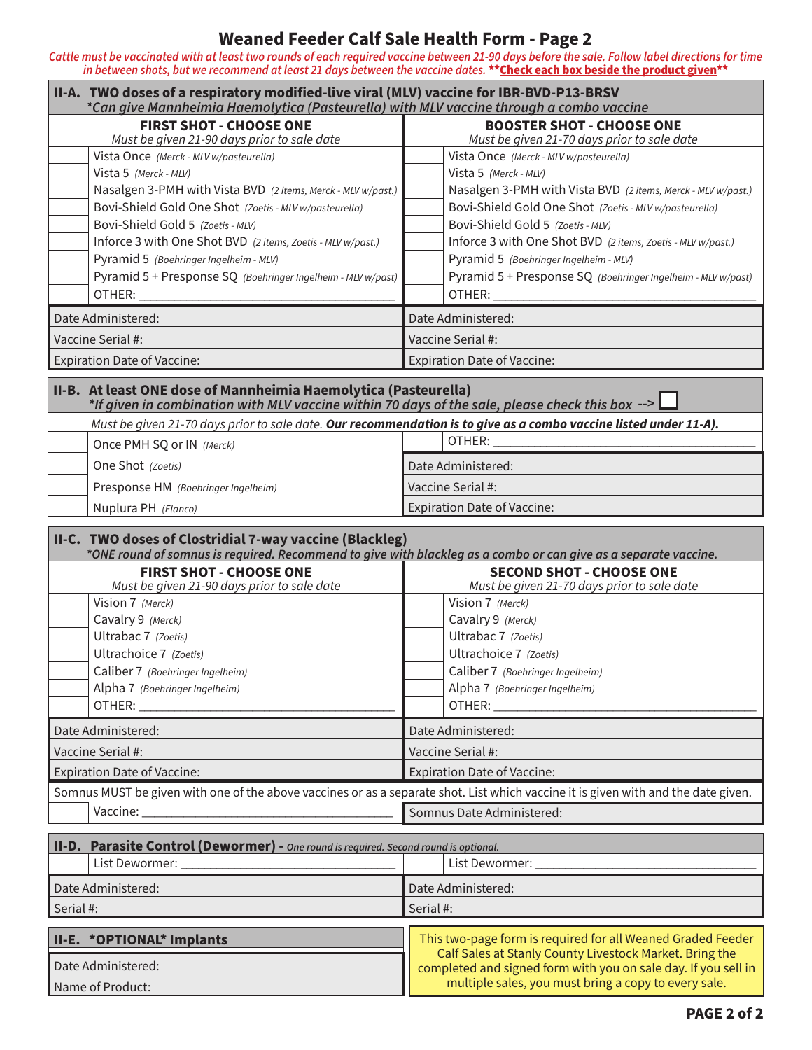# Weaned Feeder Calf Sale Health Form - Page 2

*Cattle must be vaccinated with at least two rounds of each required vaccine between 21-90 days before the sale. Follow label directions for time in between shots, but we recommend at least 21 days between the vaccine dates.* ****Check each box beside the product given****

## II-A. TWO doses of a respiratory modified-live viral (MLV) vaccine for IBR-BVD-P13-BRSV

*\*Can give Mannheimia Haemolytica (Pasteurella) with MLV vaccine through a combo vaccine*

| | **FIRST SHOT - CHOOSE ONE** *Must be given 21-90 days prior to sale date* | | **BOOSTER SHOT - CHOOSE ONE** *Must be given 21-70 days prior to sale date* |
|---|---|---|---|
| ☐ | Vista Once *(Merck - MLV w/pasteurella)* | ☐ | Vista Once *(Merck - MLV w/pasteurella)* |
| ☐ | Vista 5 *(Merck - MLV)* | ☐ | Vista 5 *(Merck - MLV)* |
| ☐ | Nasalgen 3-PMH with Vista BVD *(2 items, Merck - MLV w/past.)* | ☐ | Nasalgen 3-PMH with Vista BVD *(2 items, Merck - MLV w/past.)* |
| ☐ | Bovi-Shield Gold One Shot *(Zoetis - MLV w/pasteurella)* | ☐ | Bovi-Shield Gold One Shot *(Zoetis - MLV w/pasteurella)* |
| ☐ | Bovi-Shield Gold 5 *(Zoetis - MLV)* | ☐ | Bovi-Shield Gold 5 *(Zoetis - MLV)* |
| ☐ | Inforce 3 with One Shot BVD *(2 items, Zoetis - MLV w/past.)* | ☐ | Inforce 3 with One Shot BVD *(2 items, Zoetis - MLV w/past.)* |
| ☐ | Pyramid 5 *(Boehringer Ingelheim - MLV)* | ☐ | Pyramid 5 *(Boehringer Ingelheim - MLV)* |
| ☐ | Pyramid 5 + Presponse SQ *(Boehringer Ingelheim - MLV w/past)* | ☐ | Pyramid 5 + Presponse SQ *(Boehringer Ingelheim - MLV w/past)* |
| ☐ | OTHER: ____________ | ☐ | OTHER: ____________ |
| | Date Administered: | | Date Administered: |
| | Vaccine Serial #: | | Vaccine Serial #: |
| | Expiration Date of Vaccine: | | Expiration Date of Vaccine: |

## II-B. At least ONE dose of Mannheimia Haemolytica (Pasteurella)

*\*If given in combination with MLV vaccine within 70 days of the sale, please check this box* --> ☐

*Must be given 21-70 days prior to sale date.* ***Our recommendation is to give as a combo vaccine listed under 11-A).***

| | | | |
|---|---|---|---|
| ☐ | Once PMH SQ or IN *(Merck)* | ☐ | OTHER: ____________ |
| ☐ | One Shot *(Zoetis)* | | Date Administered: |
| ☐ | Presponse HM *(Boehringer Ingelheim)* | | Vaccine Serial #: |
| ☐ | Nuplura PH *(Elanco)* | | Expiration Date of Vaccine: |

## II-C. TWO doses of Clostridial 7-way vaccine (Blackleg)

*\*ONE round of somnus is required. Recommend to give with blackleg as a combo or can give as a separate vaccine.*

| | **FIRST SHOT - CHOOSE ONE** *Must be given 21-90 days prior to sale date* | | **SECOND SHOT - CHOOSE ONE** *Must be given 21-70 days prior to sale date* |
|---|---|---|---|
| ☐ | Vision 7 *(Merck)* | ☐ | Vision 7 *(Merck)* |
| ☐ | Cavalry 9 *(Merck)* | ☐ | Cavalry 9 *(Merck)* |
| ☐ | Ultrabac 7 *(Zoetis)* | ☐ | Ultrabac 7 *(Zoetis)* |
| ☐ | Ultrachoice 7 *(Zoetis)* | ☐ | Ultrachoice 7 *(Zoetis)* |
| ☐ | Caliber 7 *(Boehringer Ingelheim)* | ☐ | Caliber 7 *(Boehringer Ingelheim)* |
| ☐ | Alpha 7 *(Boehringer Ingelheim)* | ☐ | Alpha 7 *(Boehringer Ingelheim)* |
| ☐ | OTHER: ____________ | ☐ | OTHER: ____________ |
| | Date Administered: | | Date Administered: |
| | Vaccine Serial #: | | Vaccine Serial #: |
| | Expiration Date of Vaccine: | | Expiration Date of Vaccine: |

Somnus MUST be given with one of the above vaccines or as a separate shot. List which vaccine it is given with and the date given.

| | | |
|---|---|---|
| ☐ | Vaccine: ____________ | Somnus Date Administered: |

## II-D. Parasite Control (Dewormer) - *One round is required. Second round is optional.*

| | | | |
|---|---|---|---|
| ☐ | List Dewormer: ____________ | ☐ | List Dewormer: ____________ |
| | Date Administered: | | Date Administered: |
| | Serial #: | | Serial #: |

## II-E. \*OPTIONAL\* Implants

| |
|---|
| Date Administered: |
| Name of Product: |

This two-page form is required for all Weaned Graded Feeder Calf Sales at Stanly County Livestock Market. Bring the completed and signed form with you on sale day. If you sell in multiple sales, you must bring a copy to every sale.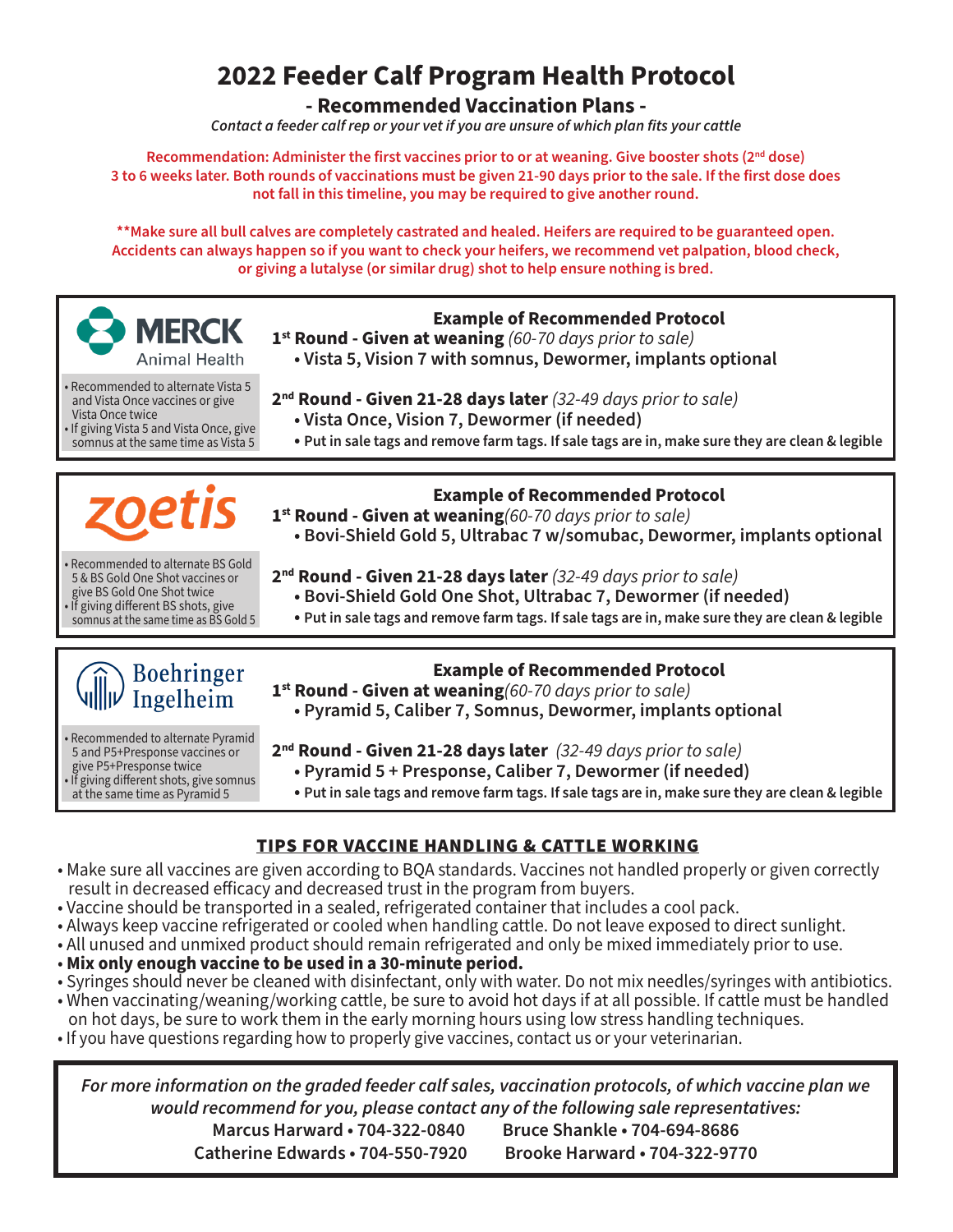# 2022 Feeder Calf Program Health Protocol

## - Recommended Vaccination Plans -

*Contact a feeder calf rep or your vet if you are unsure of which plan fits your cattle*

**Recommendation: Administer the first vaccines prior to or at weaning. Give booster shots (2nd dose) 3 to 6 weeks later. Both rounds of vaccinations must be given 21-90 days prior to the sale. If the first dose does not fall in this timeline, you may be required to give another round.**

**\*\*Make sure all bull calves are completely castrated and healed. Heifers are required to be guaranteed open. Accidents can always happen so if you want to check your heifers, we recommend vet palpation, blood check, or giving a lutalyse (or similar drug) shot to help ensure nothing is bred.**

---

### MERCK Animal Health

- Recommended to alternate Vista 5 and Vista Once vaccines or give Vista Once twice
- If giving Vista 5 and Vista Once, give somnus at the same time as Vista 5

**Example of Recommended Protocol**

**1st Round - Given at weaning** *(60-70 days prior to sale)*
- **Vista 5, Vision 7 with somnus, Dewormer, implants optional**

**2nd Round - Given 21-28 days later** *(32-49 days prior to sale)*
- **Vista Once, Vision 7, Dewormer (if needed)**
- **Put in sale tags and remove farm tags. If sale tags are in, make sure they are clean & legible**

---

### zoetis

- Recommended to alternate BS Gold 5 & BS Gold One Shot vaccines or give BS Gold One Shot twice
- If giving different BS shots, give somnus at the same time as BS Gold 5

**Example of Recommended Protocol**

**1st Round - Given at weaning***(60-70 days prior to sale)*
- **Bovi-Shield Gold 5, Ultrabac 7 w/somubac, Dewormer, implants optional**

**2nd Round - Given 21-28 days later** *(32-49 days prior to sale)*
- **Bovi-Shield Gold One Shot, Ultrabac 7, Dewormer (if needed)**
- **Put in sale tags and remove farm tags. If sale tags are in, make sure they are clean & legible**

---

### Boehringer Ingelheim

- Recommended to alternate Pyramid 5 and P5+Presponse vaccines or give P5+Presponse twice
- If giving different shots, give somnus at the same time as Pyramid 5

**Example of Recommended Protocol**

**1st Round - Given at weaning***(60-70 days prior to sale)*
- **Pyramid 5, Caliber 7, Somnus, Dewormer, implants optional**

**2nd Round - Given 21-28 days later** *(32-49 days prior to sale)*
- **Pyramid 5 + Presponse, Caliber 7, Dewormer (if needed)**
- **Put in sale tags and remove farm tags. If sale tags are in, make sure they are clean & legible**

---

## TIPS FOR VACCINE HANDLING & CATTLE WORKING

- Make sure all vaccines are given according to BQA standards. Vaccines not handled properly or given correctly result in decreased efficacy and decreased trust in the program from buyers.
- Vaccine should be transported in a sealed, refrigerated container that includes a cool pack.
- Always keep vaccine refrigerated or cooled when handling cattle. Do not leave exposed to direct sunlight.
- All unused and unmixed product should remain refrigerated and only be mixed immediately prior to use.
- **Mix only enough vaccine to be used in a 30-minute period.**
- Syringes should never be cleaned with disinfectant, only with water. Do not mix needles/syringes with antibiotics.
- When vaccinating/weaning/working cattle, be sure to avoid hot days if at all possible. If cattle must be handled on hot days, be sure to work them in the early morning hours using low stress handling techniques.
- If you have questions regarding how to properly give vaccines, contact us or your veterinarian.

---

*For more information on the graded feeder calf sales, vaccination protocols, of which vaccine plan we would recommend for you, please contact any of the following sale representatives:*

**Marcus Harward • 704-322-0840** **Bruce Shankle • 704-694-8686**

**Catherine Edwards • 704-550-7920** **Brooke Harward • 704-322-9770**